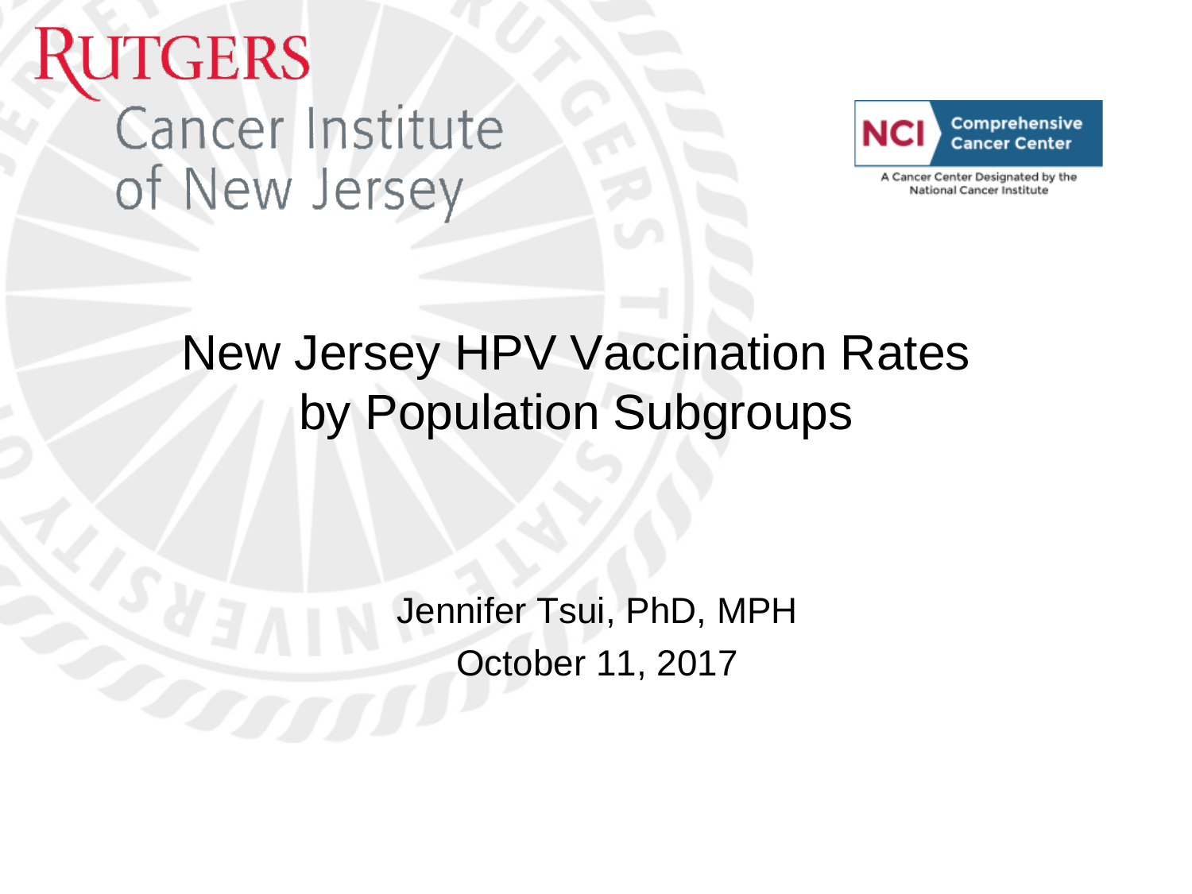Rutgers Cancer Institute of New Jersey

NCI Comprehensive Cancer Center

A Cancer Center Designated by the National Cancer Institute

# New Jersey HPV Vaccination Rates by Population Subgroups

Jennifer Tsui, PhD, MPH

October 11, 2017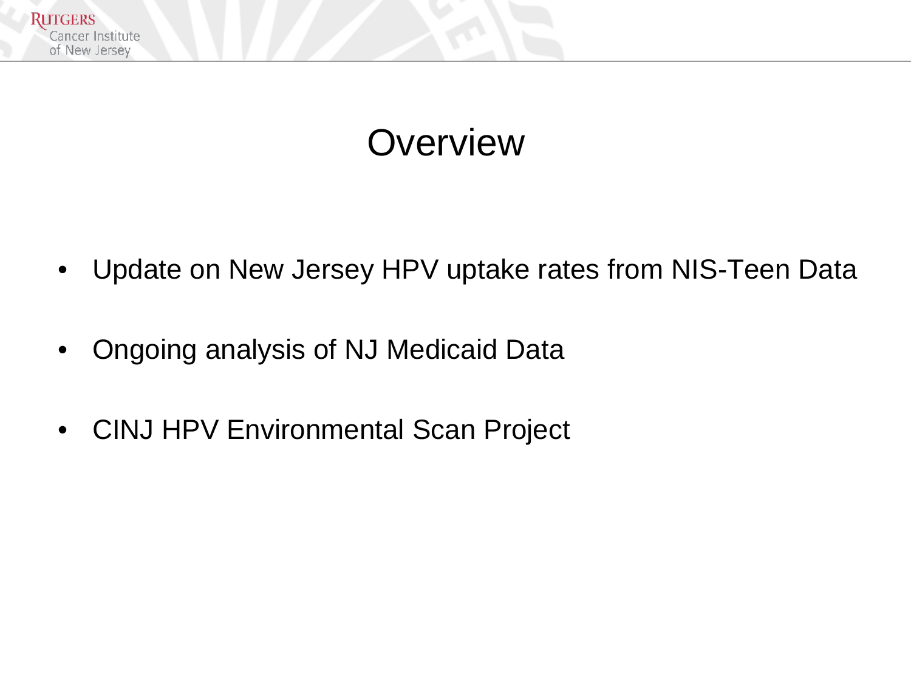# Overview

- Update on New Jersey HPV uptake rates from NIS-Teen Data
- Ongoing analysis of NJ Medicaid Data
- CINJ HPV Environmental Scan Project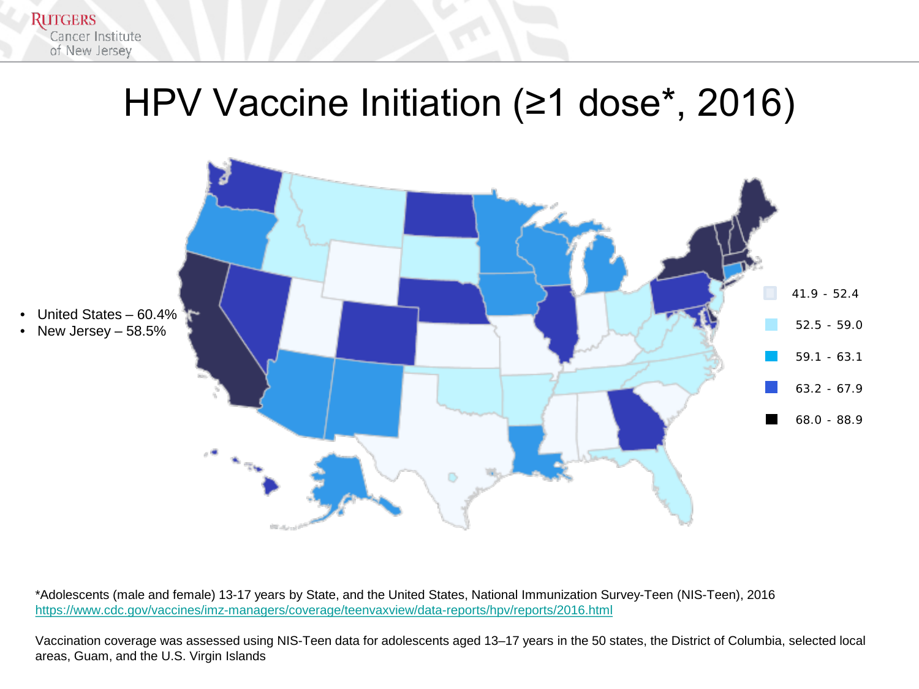# HPV Vaccine Initiation (≥1 dose*, 2016)

- United States – 60.4%
- New Jersey – 58.5%

41.9 - 52.4
52.5 - 59.0
59.1 - 63.1
63.2 - 67.9
68.0 - 88.9

*Adolescents (male and female) 13-17 years by State, and the United States, National Immunization Survey-Teen (NIS-Teen), 2016
https://www.cdc.gov/vaccines/imz-managers/coverage/teenvaxview/data-reports/hpv/reports/2016.html

Vaccination coverage was assessed using NIS-Teen data for adolescents aged 13–17 years in the 50 states, the District of Columbia, selected local areas, Guam, and the U.S. Virgin Islands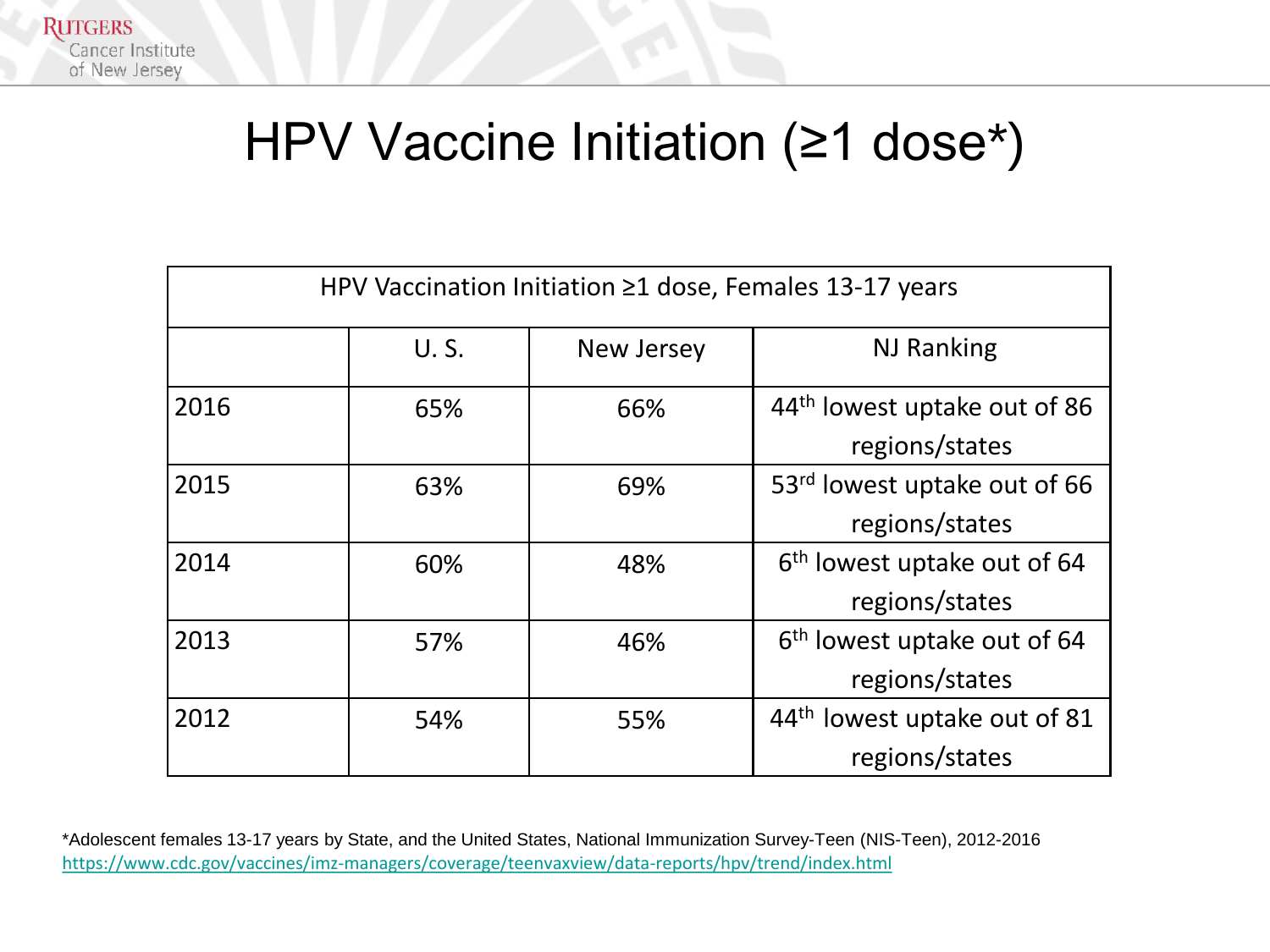# HPV Vaccine Initiation (≥1 dose*)

| HPV Vaccination Initiation ≥1 dose, Females 13-17 years | | | |
|---|---|---|---|
| | U. S. | New Jersey | NJ Ranking |
| 2016 | 65% | 66% | 44th lowest uptake out of 86 regions/states |
| 2015 | 63% | 69% | 53rd lowest uptake out of 66 regions/states |
| 2014 | 60% | 48% | 6th lowest uptake out of 64 regions/states |
| 2013 | 57% | 46% | 6th lowest uptake out of 64 regions/states |
| 2012 | 54% | 55% | 44th lowest uptake out of 81 regions/states |

*Adolescent females 13-17 years by State, and the United States, National Immunization Survey-Teen (NIS-Teen), 2012-2016
https://www.cdc.gov/vaccines/imz-managers/coverage/teenvaxview/data-reports/hpv/trend/index.html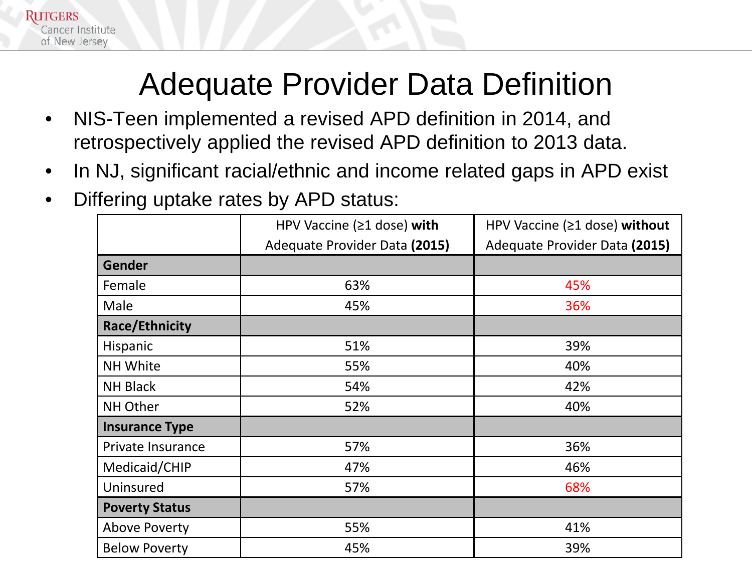# Adequate Provider Data Definition

- NIS-Teen implemented a revised APD definition in 2014, and retrospectively applied the revised APD definition to 2013 data.
- In NJ, significant racial/ethnic and income related gaps in APD exist
- Differing uptake rates by APD status:

| | HPV Vaccine (≥1 dose) **with** Adequate Provider Data **(2015)** | HPV Vaccine (≥1 dose) **without** Adequate Provider Data **(2015)** |
|---|---|---|
| **Gender** | | |
| Female | 63% | 45% |
| Male | 45% | 36% |
| **Race/Ethnicity** | | |
| Hispanic | 51% | 39% |
| NH White | 55% | 40% |
| NH Black | 54% | 42% |
| NH Other | 52% | 40% |
| **Insurance Type** | | |
| Private Insurance | 57% | 36% |
| Medicaid/CHIP | 47% | 46% |
| Uninsured | 57% | 68% |
| **Poverty Status** | | |
| Above Poverty | 55% | 41% |
| Below Poverty | 45% | 39% |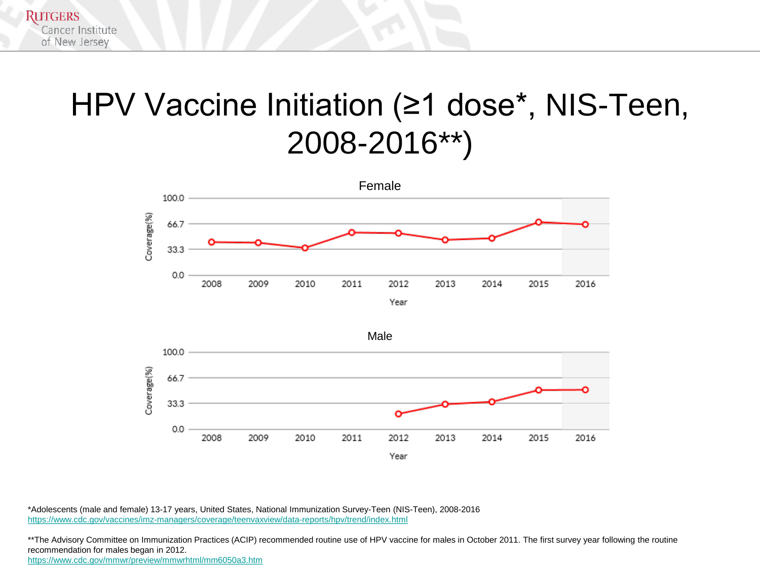# HPV Vaccine Initiation (≥1 dose*, NIS-Teen, 2008-2016**)

Female

Male

*Adolescents (male and female) 13-17 years, United States, National Immunization Survey-Teen (NIS-Teen), 2008-2016
https://www.cdc.gov/vaccines/imz-managers/coverage/teenvaxview/data-reports/hpv/trend/index.html

**The Advisory Committee on Immunization Practices (ACIP) recommended routine use of HPV vaccine for males in October 2011. The first survey year following the routine recommendation for males began in 2012.
https://www.cdc.gov/mmwr/preview/mmwrhtml/mm6050a3.htm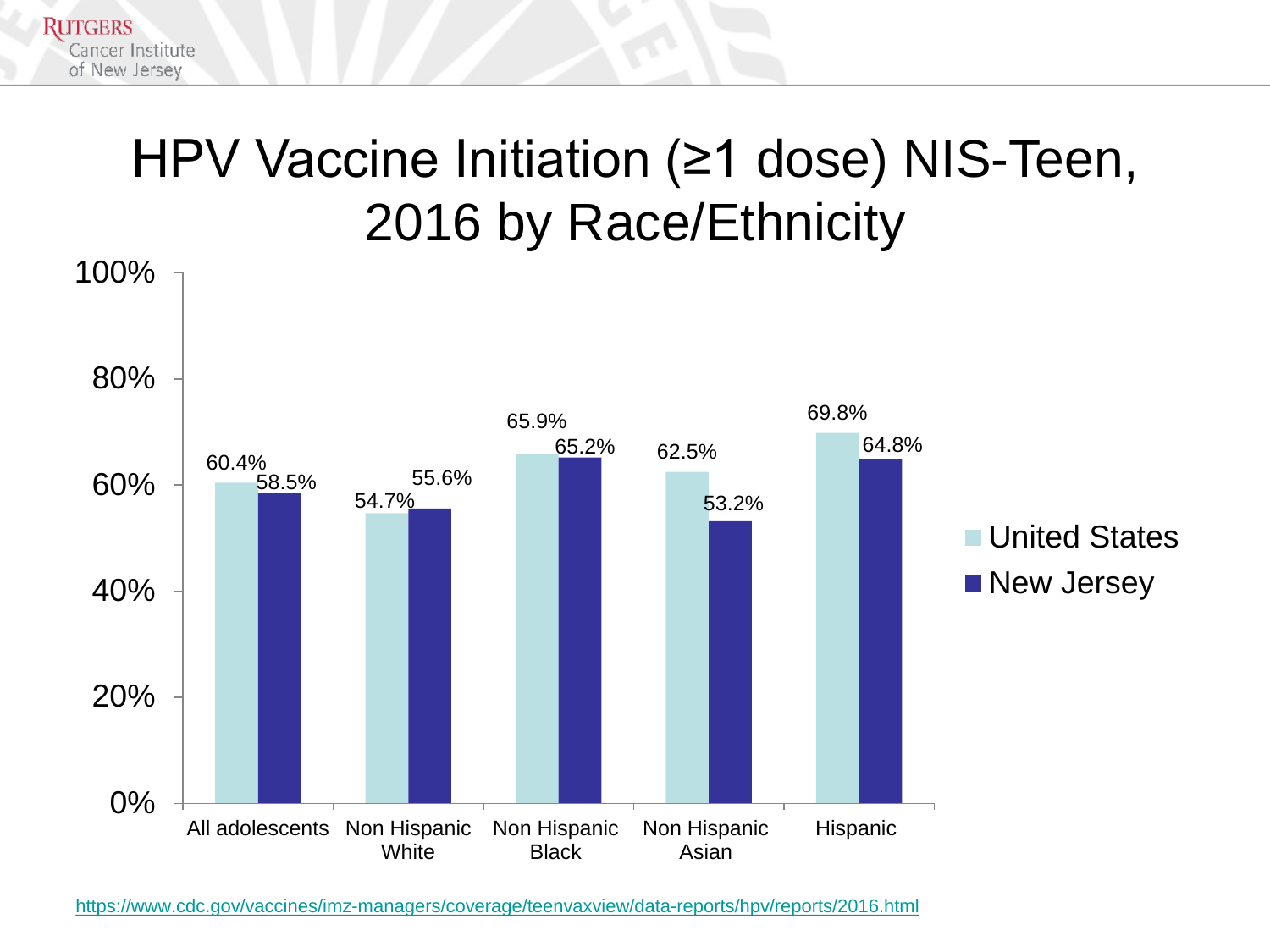# HPV Vaccine Initiation (≥1 dose) NIS-Teen, 2016 by Race/Ethnicity

| | United States | New Jersey |
|---|---|---|
| All adolescents | 60.4% | 58.5% |
| Non Hispanic White | 54.7% | 55.6% |
| Non Hispanic Black | 65.9% | 65.2% |
| Non Hispanic Asian | 62.5% | 53.2% |
| Hispanic | 69.8% | 64.8% |

https://www.cdc.gov/vaccines/imz-managers/coverage/teenvaxview/data-reports/hpv/reports/2016.html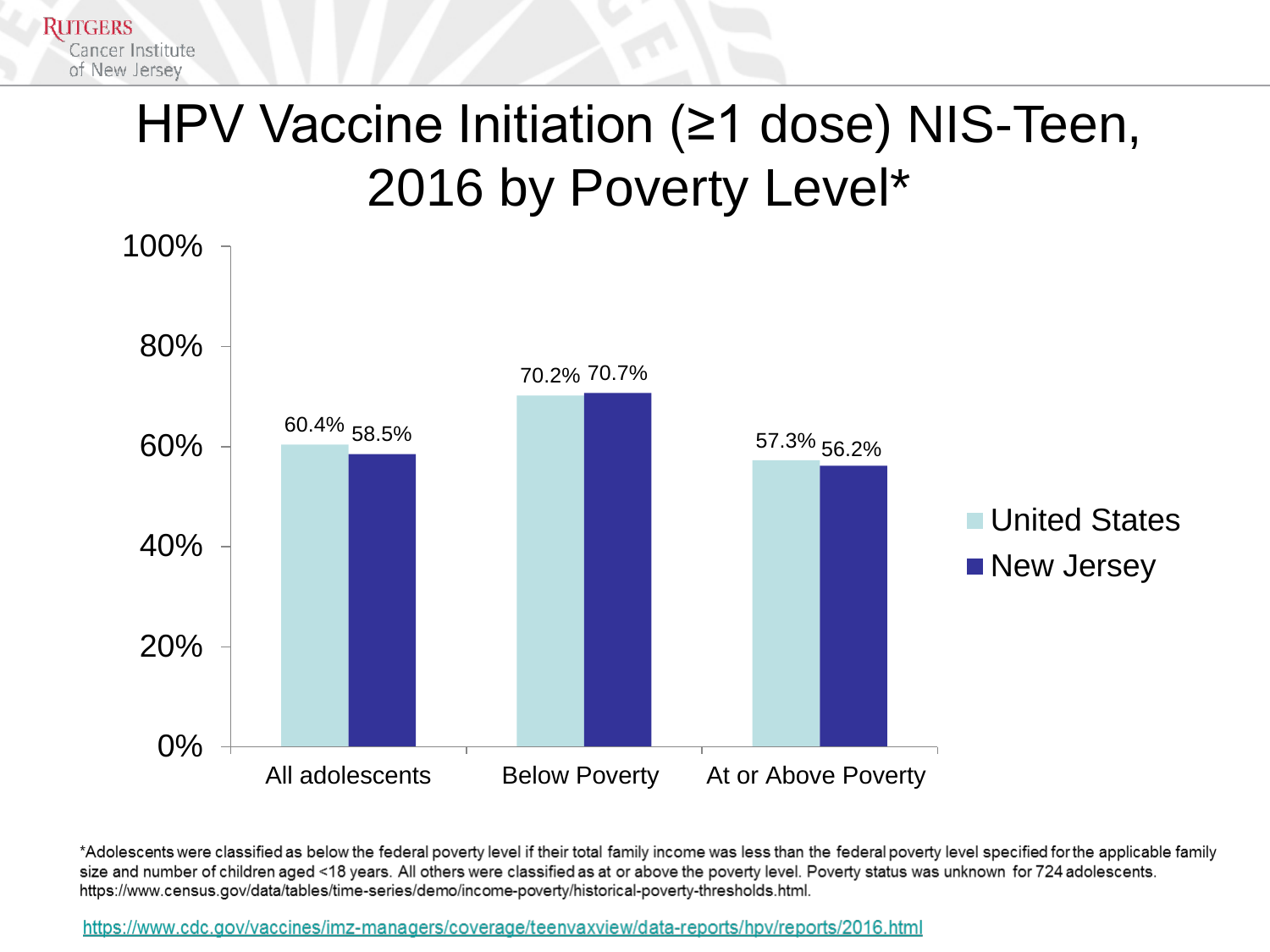# HPV Vaccine Initiation (≥1 dose) NIS-Teen, 2016 by Poverty Level*

| | United States | New Jersey |
|---|---|---|
| All adolescents | 60.4% | 58.5% |
| Below Poverty | 70.2% | 70.7% |
| At or Above Poverty | 57.3% | 56.2% |

*Adolescents were classified as below the federal poverty level if their total family income was less than the federal poverty level specified for the applicable family size and number of children aged <18 years. All others were classified as at or above the poverty level. Poverty status was unknown for 724 adolescents. https://www.census.gov/data/tables/time-series/demo/income-poverty/historical-poverty-thresholds.html.

https://www.cdc.gov/vaccines/imz-managers/coverage/teenvaxview/data-reports/hpv/reports/2016.html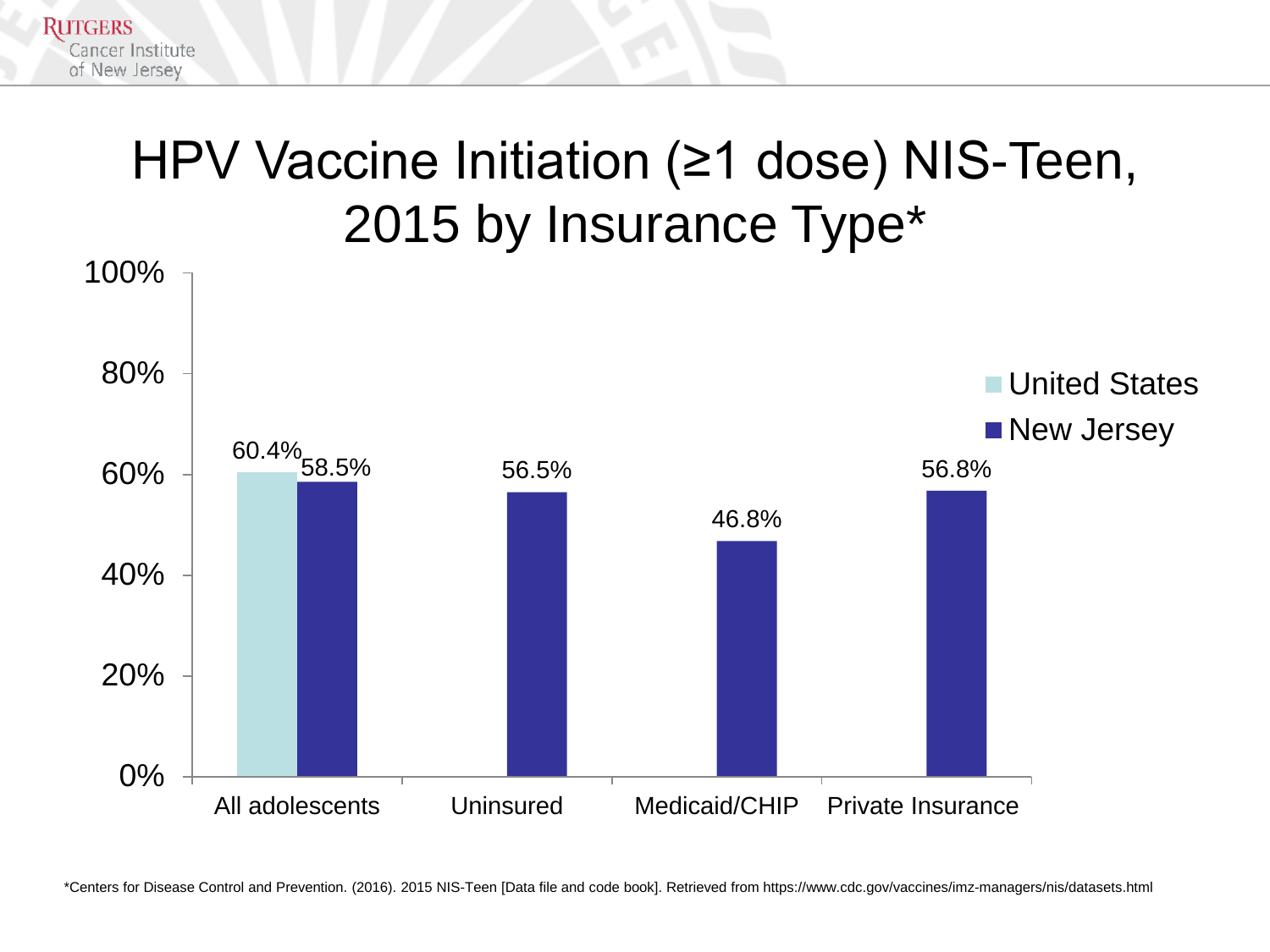# HPV Vaccine Initiation (≥1 dose) NIS-Teen, 2015 by Insurance Type*

| | United States | New Jersey |
|---|---|---|
| All adolescents | 60.4% | 58.5% |
| Uninsured | | 56.5% |
| Medicaid/CHIP | | 46.8% |
| Private Insurance | | 56.8% |

*Centers for Disease Control and Prevention. (2016). 2015 NIS-Teen [Data file and code book]. Retrieved from https://www.cdc.gov/vaccines/imz-managers/nis/datasets.html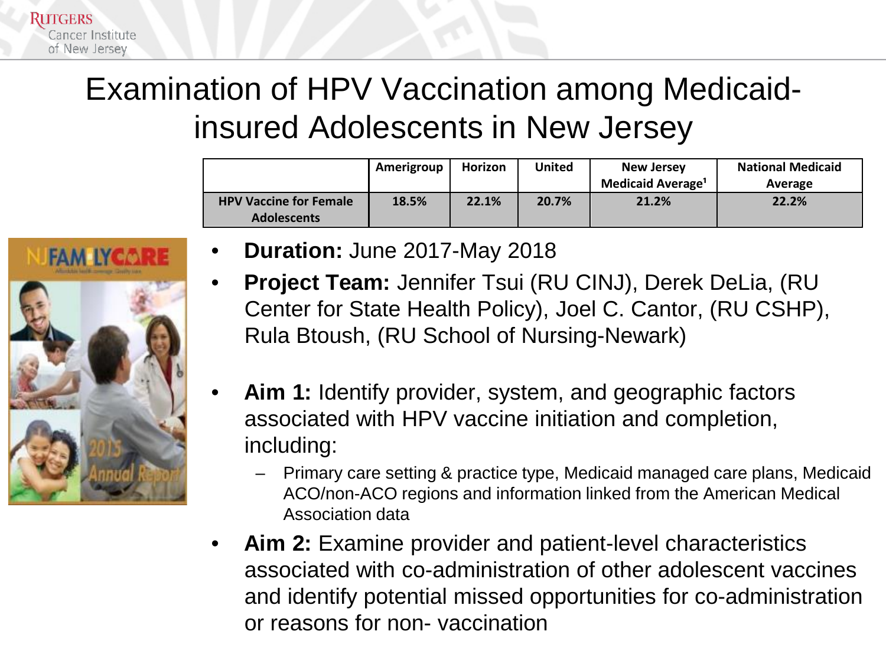# Examination of HPV Vaccination among Medicaid-insured Adolescents in New Jersey

| | Amerigroup | Horizon | United | New Jersey Medicaid Average[1] | National Medicaid Average |
|---|---|---|---|---|---|
| **HPV Vaccine for Female Adolescents** | **18.5%** | **22.1%** | **20.7%** | **21.2%** | **22.2%** |

- **Duration:** June 2017-May 2018
- **Project Team:** Jennifer Tsui (RU CINJ), Derek DeLia, (RU Center for State Health Policy), Joel C. Cantor, (RU CSHP), Rula Btoush, (RU School of Nursing-Newark)
- **Aim 1:** Identify provider, system, and geographic factors associated with HPV vaccine initiation and completion, including:
  - Primary care setting & practice type, Medicaid managed care plans, Medicaid ACO/non-ACO regions and information linked from the American Medical Association data
- **Aim 2:** Examine provider and patient-level characteristics associated with co-administration of other adolescent vaccines and identify potential missed opportunities for co-administration or reasons for non- vaccination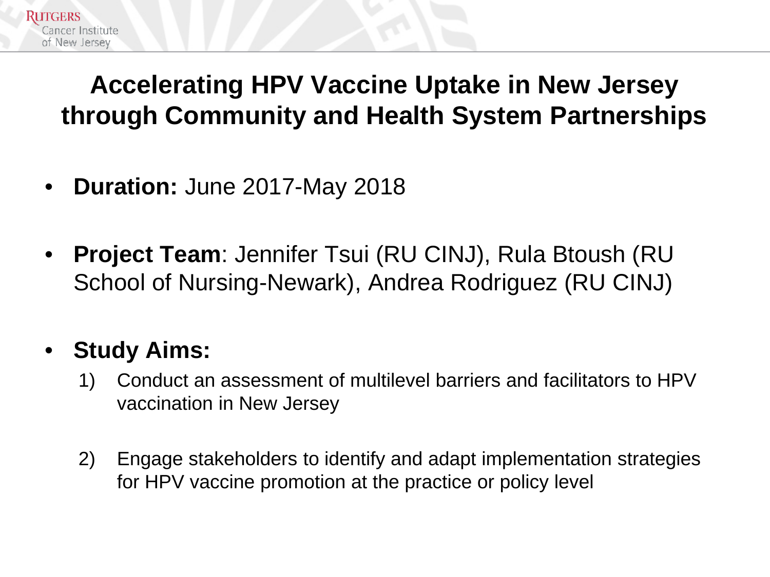# Accelerating HPV Vaccine Uptake in New Jersey through Community and Health System Partnerships

- **Duration:** June 2017-May 2018
- **Project Team**: Jennifer Tsui (RU CINJ), Rula Btoush (RU School of Nursing-Newark), Andrea Rodriguez (RU CINJ)
- **Study Aims:**
  1) Conduct an assessment of multilevel barriers and facilitators to HPV vaccination in New Jersey
  2) Engage stakeholders to identify and adapt implementation strategies for HPV vaccine promotion at the practice or policy level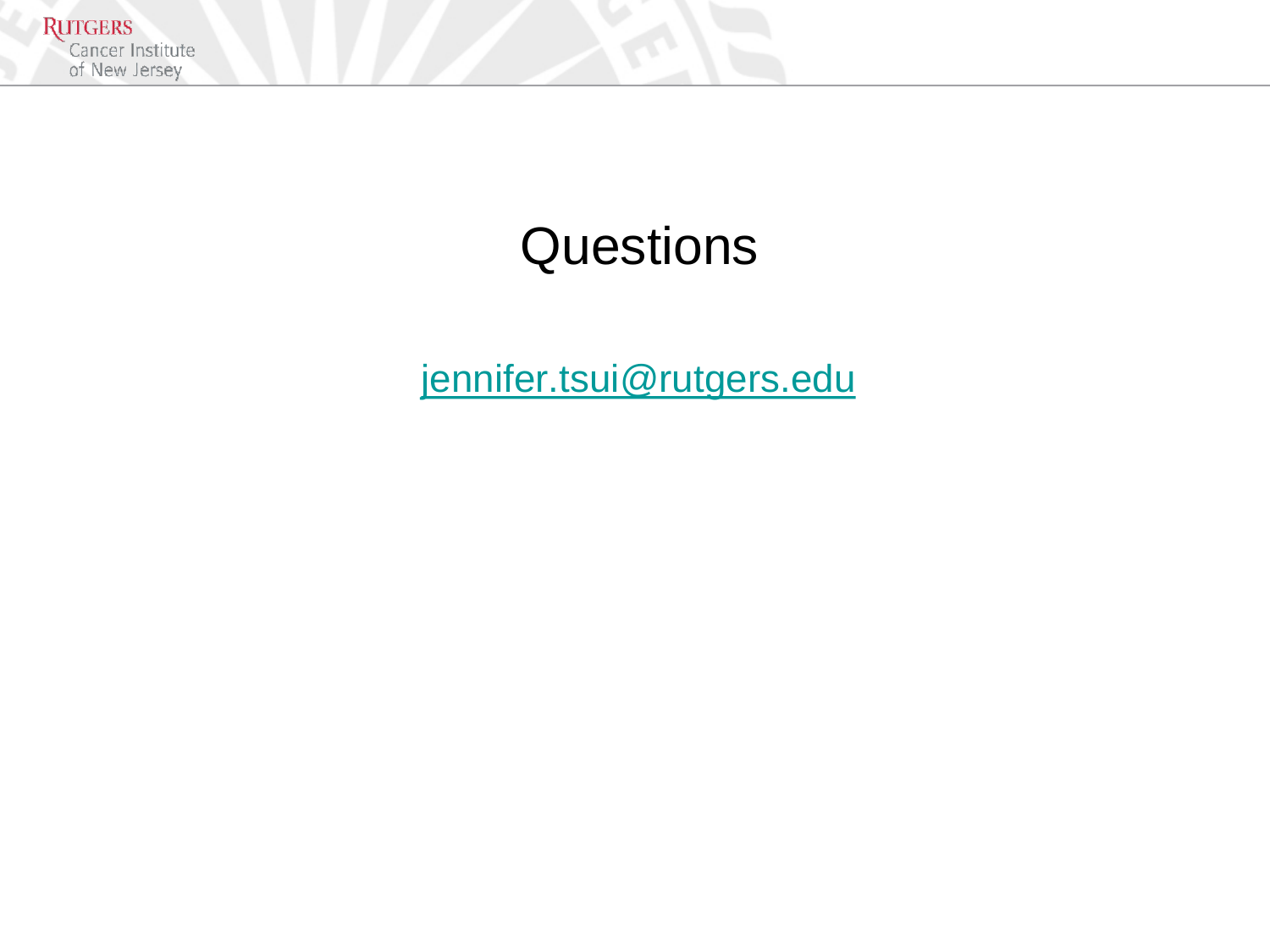# Questions

jennifer.tsui@rutgers.edu